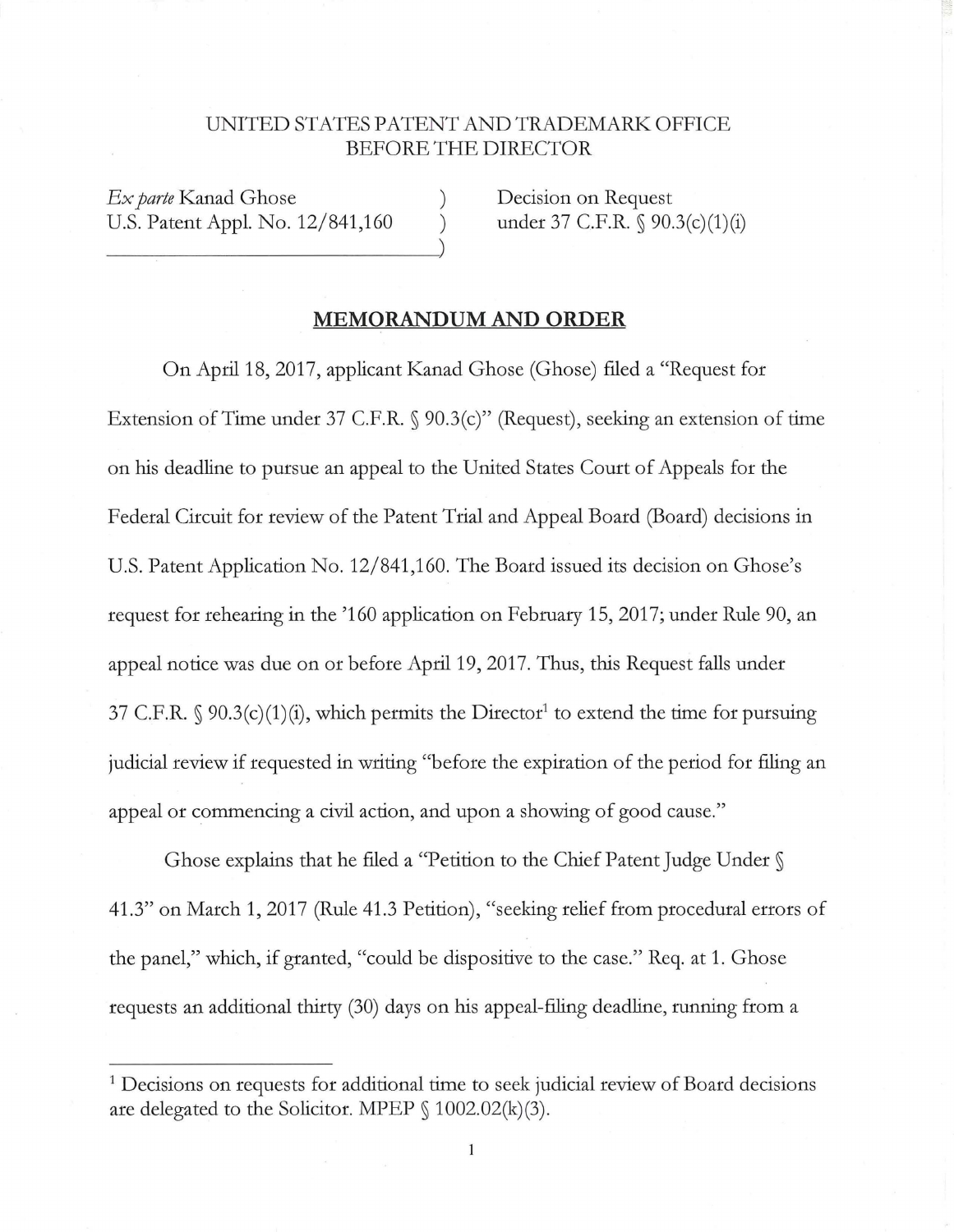UNITED STATES PATENT AND TRADEMARK OFFICE
BEFORE THE DIRECTOR

| | | |
|---|---|---|
| *Ex parte* Kanad Ghose | ) | Decision on Request |
| U.S. Patent Appl. No. 12/841,160 | ) | under 37 C.F.R. § 90.3(c)(1)(i) |
| | ) | |

## **MEMORANDUM AND ORDER**

On April 18, 2017, applicant Kanad Ghose (Ghose) filed a "Request for Extension of Time under 37 C.F.R. § 90.3(c)" (Request), seeking an extension of time on his deadline to pursue an appeal to the United States Court of Appeals for the Federal Circuit for review of the Patent Trial and Appeal Board (Board) decisions in U.S. Patent Application No. 12/841,160. The Board issued its decision on Ghose's request for rehearing in the '160 application on February 15, 2017; under Rule 90, an appeal notice was due on or before April 19, 2017. Thus, this Request falls under 37 C.F.R. § 90.3(c)(1)(i), which permits the Director[1] to extend the time for pursuing judicial review if requested in writing "before the expiration of the period for filing an appeal or commencing a civil action, and upon a showing of good cause."

Ghose explains that he filed a "Petition to the Chief Patent Judge Under § 41.3" on March 1, 2017 (Rule 41.3 Petition), "seeking relief from procedural errors of the panel," which, if granted, "could be dispositive to the case." Req. at 1. Ghose requests an additional thirty (30) days on his appeal-filing deadline, running from a

[1] Decisions on requests for additional time to seek judicial review of Board decisions are delegated to the Solicitor. MPEP § 1002.02(k)(3).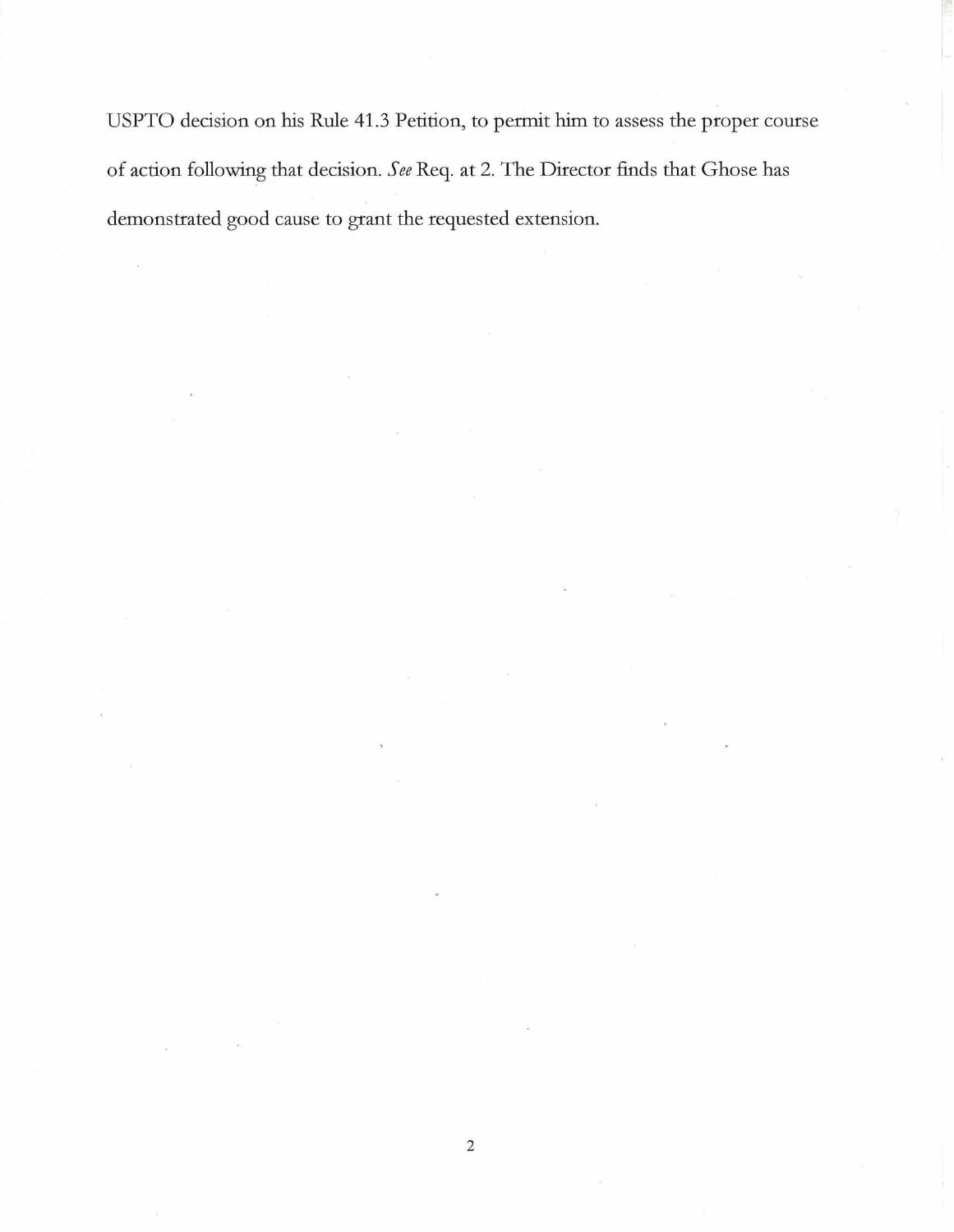USPTO decision on his Rule 41.3 Petition, to permit him to assess the proper course of action following that decision. *See* Req. at 2. The Director finds that Ghose has demonstrated good cause to grant the requested extension.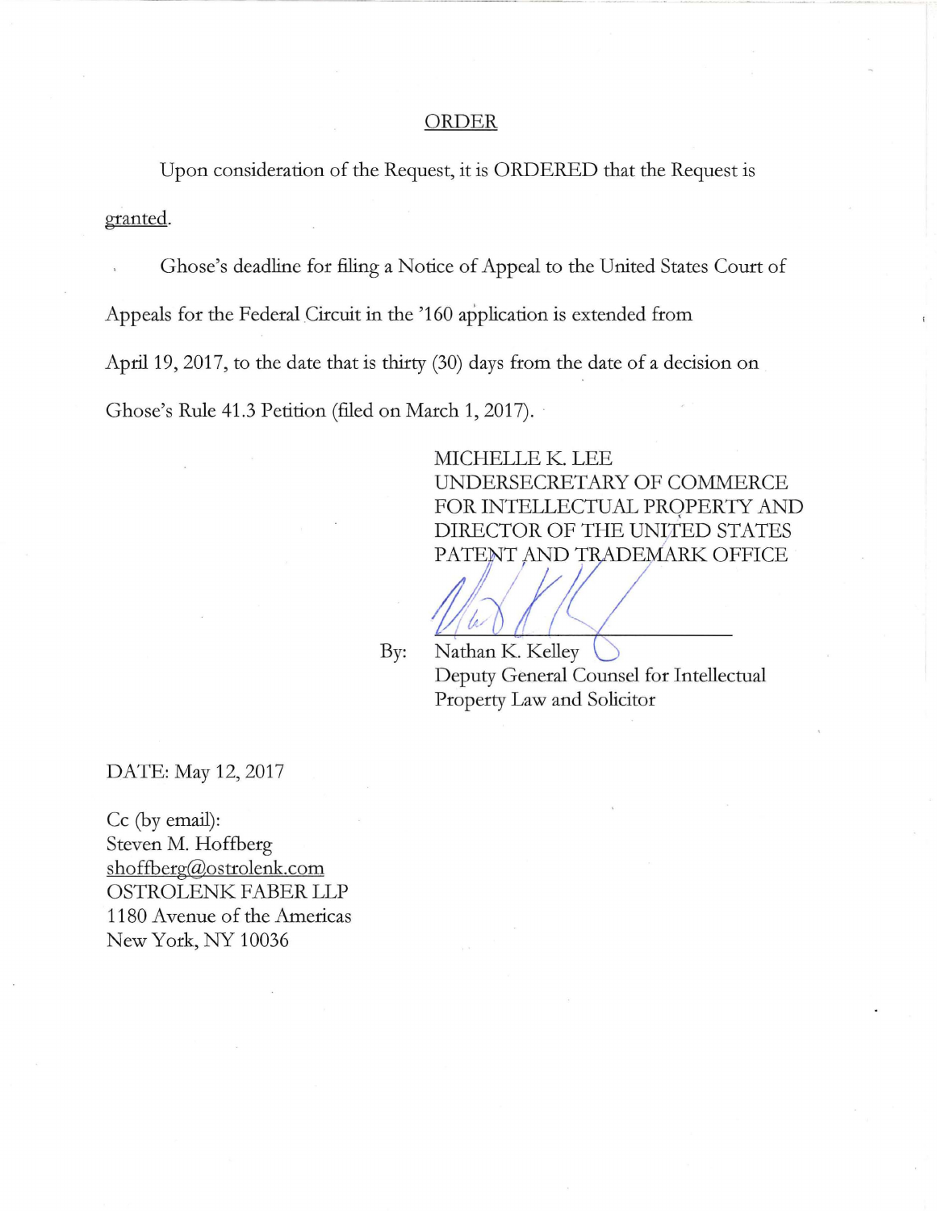## ORDER

Upon consideration of the Request, it is ORDERED that the Request is granted.

Ghose's deadline for filing a Notice of Appeal to the United States Court of Appeals for the Federal Circuit in the '160 application is extended from April 19, 2017, to the date that is thirty (30) days from the date of a decision on Ghose's Rule 41.3 Petition (filed on March 1, 2017).

MICHELLE K. LEE
UNDERSECRETARY OF COMMERCE
FOR INTELLECTUAL PROPERTY AND
DIRECTOR OF THE UNITED STATES
PATENT AND TRADEMARK OFFICE

By: Nathan K. Kelley
Deputy General Counsel for Intellectual
Property Law and Solicitor

DATE: May 12, 2017

Cc (by email):
Steven M. Hoffberg
shoffberg@ostrolenk.com
OSTROLENK FABER LLP
1180 Avenue of the Americas
New York, NY 10036